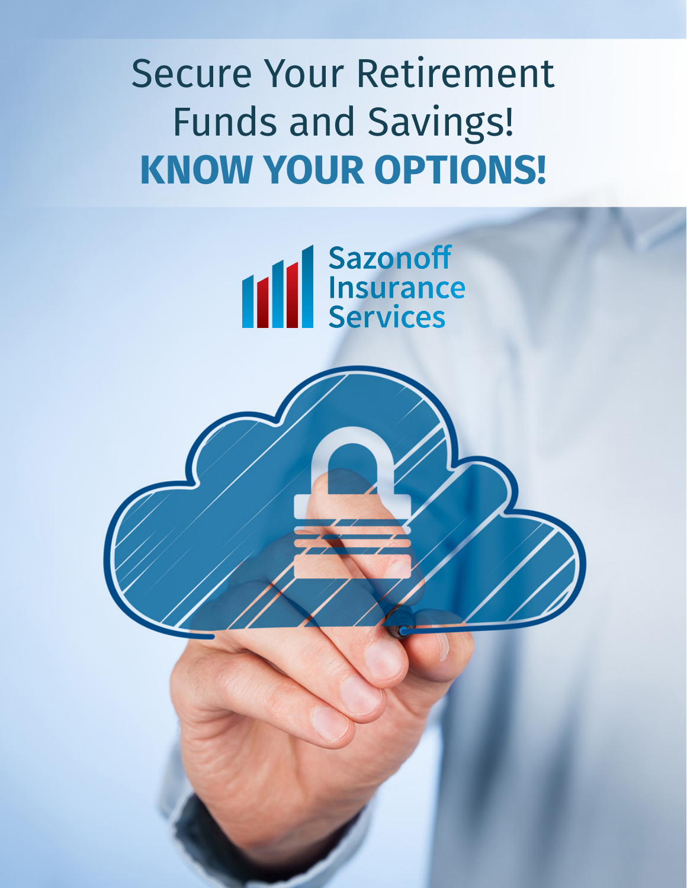# Secure Your Retirement Funds and Savings!

# **KNOW YOUR OPTIONS!**

Sazonoff Insurance Services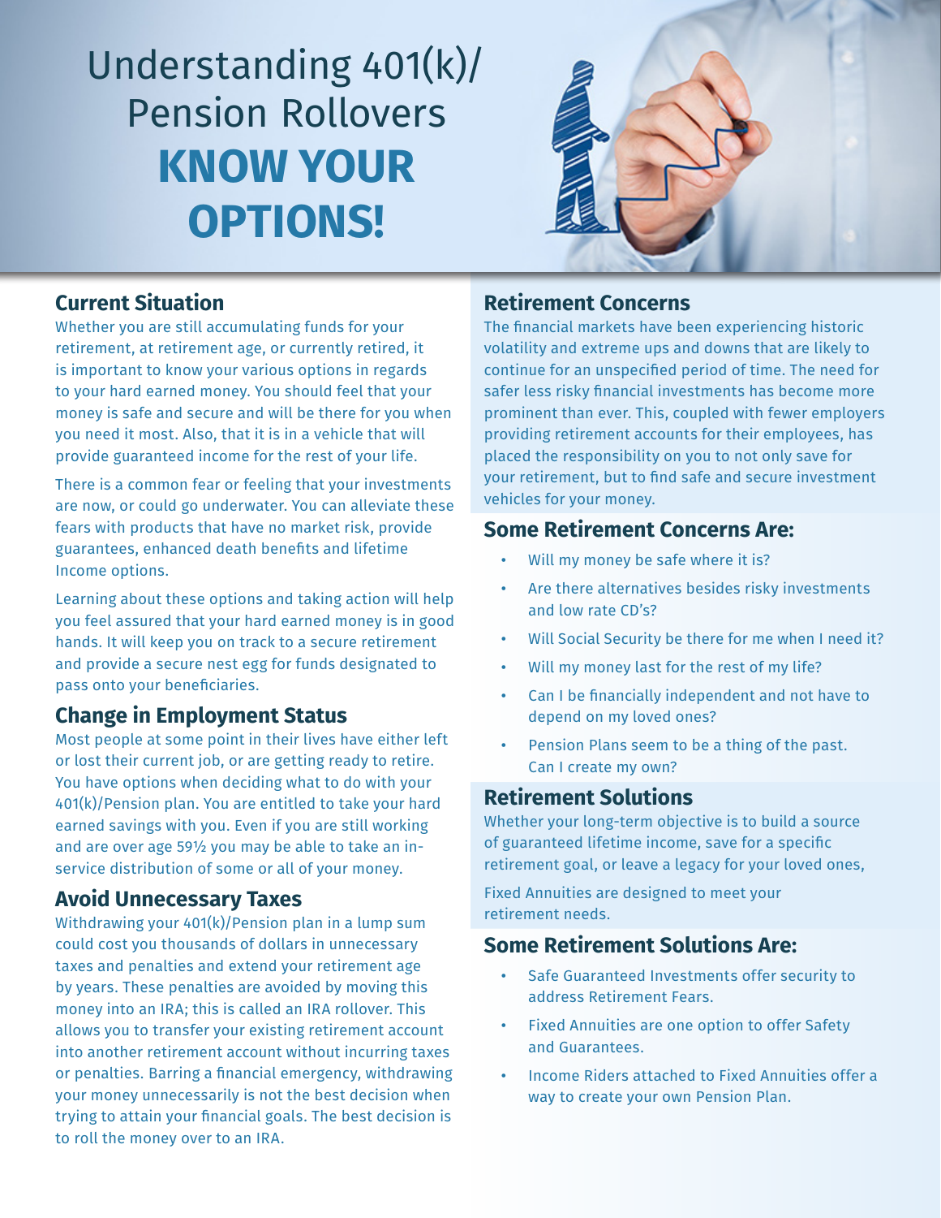# Understanding 401(k)/ Pension Rollovers

# **KNOW YOUR OPTIONS!**

## Current Situation

Whether you are still accumulating funds for your retirement, at retirement age, or currently retired, it is important to know your various options in regards to your hard earned money. You should feel that your money is safe and secure and will be there for you when you need it most. Also, that it is in a vehicle that will provide guaranteed income for the rest of your life.

There is a common fear or feeling that your investments are now, or could go underwater. You can alleviate these fears with products that have no market risk, provide guarantees, enhanced death benefits and lifetime Income options.

Learning about these options and taking action will help you feel assured that your hard earned money is in good hands. It will keep you on track to a secure retirement and provide a secure nest egg for funds designated to pass onto your beneficiaries.

## Change in Employment Status

Most people at some point in their lives have either left or lost their current job, or are getting ready to retire. You have options when deciding what to do with your 401(k)/Pension plan. You are entitled to take your hard earned savings with you. Even if you are still working and are over age 59½ you may be able to take an in-service distribution of some or all of your money.

## Avoid Unnecessary Taxes

Withdrawing your 401(k)/Pension plan in a lump sum could cost you thousands of dollars in unnecessary taxes and penalties and extend your retirement age by years. These penalties are avoided by moving this money into an IRA; this is called an IRA rollover. This allows you to transfer your existing retirement account into another retirement account without incurring taxes or penalties. Barring a financial emergency, withdrawing your money unnecessarily is not the best decision when trying to attain your financial goals. The best decision is to roll the money over to an IRA.

## Retirement Concerns

The financial markets have been experiencing historic volatility and extreme ups and downs that are likely to continue for an unspecified period of time. The need for safer less risky financial investments has become more prominent than ever. This, coupled with fewer employers providing retirement accounts for their employees, has placed the responsibility on you to not only save for your retirement, but to find safe and secure investment vehicles for your money.

## Some Retirement Concerns Are:

- Will my money be safe where it is?
- Are there alternatives besides risky investments and low rate CD's?
- Will Social Security be there for me when I need it?
- Will my money last for the rest of my life?
- Can I be financially independent and not have to depend on my loved ones?
- Pension Plans seem to be a thing of the past. Can I create my own?

## Retirement Solutions

Whether your long-term objective is to build a source of guaranteed lifetime income, save for a specific retirement goal, or leave a legacy for your loved ones,

Fixed Annuities are designed to meet your retirement needs.

## Some Retirement Solutions Are:

- Safe Guaranteed Investments offer security to address Retirement Fears.
- Fixed Annuities are one option to offer Safety and Guarantees.
- Income Riders attached to Fixed Annuities offer a way to create your own Pension Plan.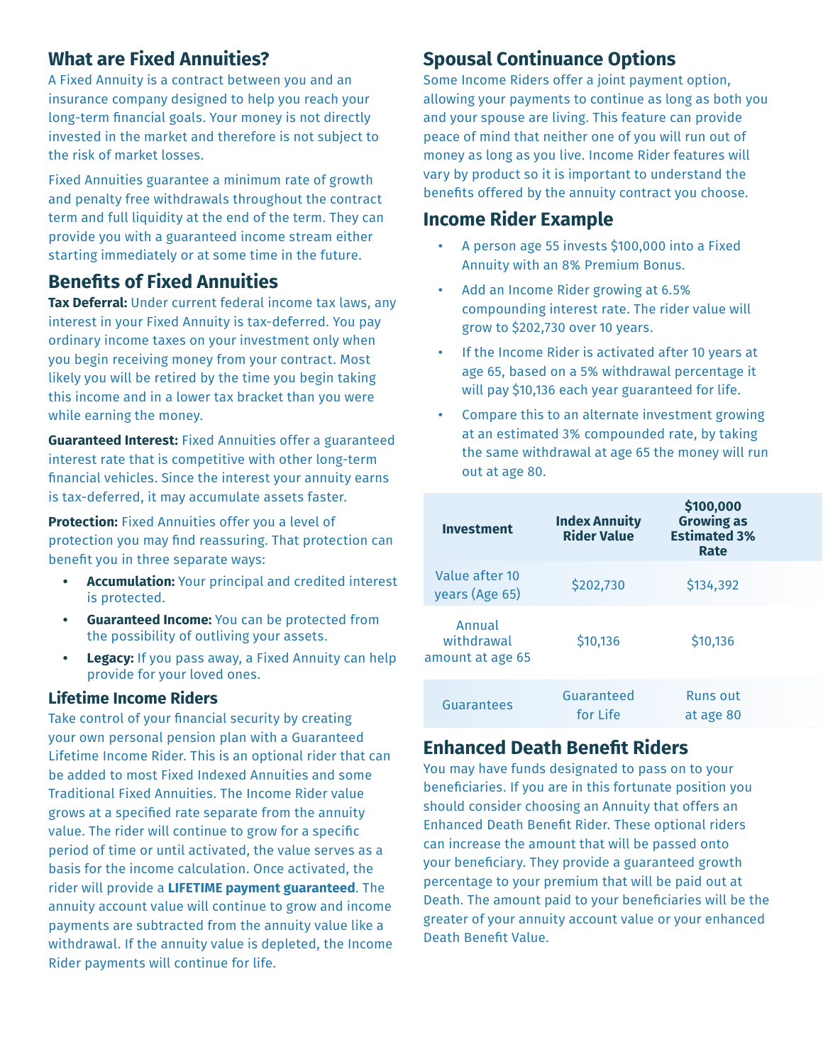## What are Fixed Annuities?

A Fixed Annuity is a contract between you and an insurance company designed to help you reach your long-term financial goals. Your money is not directly invested in the market and therefore is not subject to the risk of market losses.

Fixed Annuities guarantee a minimum rate of growth and penalty free withdrawals throughout the contract term and full liquidity at the end of the term. They can provide you with a guaranteed income stream either starting immediately or at some time in the future.

## Benefits of Fixed Annuities

**Tax Deferral:** Under current federal income tax laws, any interest in your Fixed Annuity is tax-deferred. You pay ordinary income taxes on your investment only when you begin receiving money from your contract. Most likely you will be retired by the time you begin taking this income and in a lower tax bracket than you were while earning the money.

**Guaranteed Interest:** Fixed Annuities offer a guaranteed interest rate that is competitive with other long-term financial vehicles. Since the interest your annuity earns is tax-deferred, it may accumulate assets faster.

**Protection:** Fixed Annuities offer you a level of protection you may find reassuring. That protection can benefit you in three separate ways:

- **Accumulation:** Your principal and credited interest is protected.
- **Guaranteed Income:** You can be protected from the possibility of outliving your assets.
- **Legacy:** If you pass away, a Fixed Annuity can help provide for your loved ones.

### Lifetime Income Riders

Take control of your financial security by creating your own personal pension plan with a Guaranteed Lifetime Income Rider. This is an optional rider that can be added to most Fixed Indexed Annuities and some Traditional Fixed Annuities. The Income Rider value grows at a specified rate separate from the annuity value. The rider will continue to grow for a specific period of time or until activated, the value serves as a basis for the income calculation. Once activated, the rider will provide a **LIFETIME payment guaranteed**. The annuity account value will continue to grow and income payments are subtracted from the annuity value like a withdrawal. If the annuity value is depleted, the Income Rider payments will continue for life.

## Spousal Continuance Options

Some Income Riders offer a joint payment option, allowing your payments to continue as long as both you and your spouse are living. This feature can provide peace of mind that neither one of you will run out of money as long as you live. Income Rider features will vary by product so it is important to understand the benefits offered by the annuity contract you choose.

## Income Rider Example

- A person age 55 invests $100,000 into a Fixed Annuity with an 8% Premium Bonus.
- Add an Income Rider growing at 6.5% compounding interest rate. The rider value will grow to $202,730 over 10 years.
- If the Income Rider is activated after 10 years at age 65, based on a 5% withdrawal percentage it will pay $10,136 each year guaranteed for life.
- Compare this to an alternate investment growing at an estimated 3% compounded rate, by taking the same withdrawal at age 65 the money will run out at age 80.

| Investment | Index Annuity Rider Value | $100,000 Growing as Estimated 3% Rate |
|---|---|---|
| Value after 10 years (Age 65) | $202,730 | $134,392 |
| Annual withdrawal amount at age 65 | $10,136 | $10,136 |
| Guarantees | Guaranteed for Life | Runs out at age 80 |

## Enhanced Death Benefit Riders

You may have funds designated to pass on to your beneficiaries. If you are in this fortunate position you should consider choosing an Annuity that offers an Enhanced Death Benefit Rider. These optional riders can increase the amount that will be passed onto your beneficiary. They provide a guaranteed growth percentage to your premium that will be paid out at Death. The amount paid to your beneficiaries will be the greater of your annuity account value or your enhanced Death Benefit Value.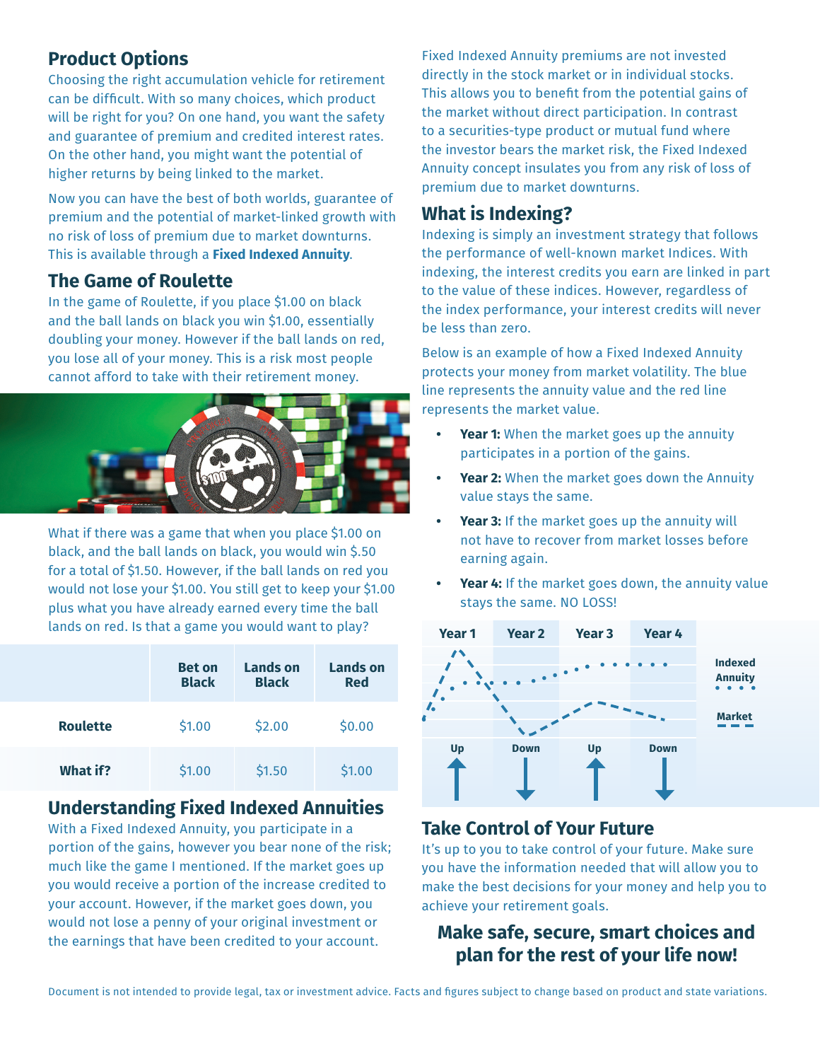## Product Options

Choosing the right accumulation vehicle for retirement can be difficult. With so many choices, which product will be right for you? On one hand, you want the safety and guarantee of premium and credited interest rates. On the other hand, you might want the potential of higher returns by being linked to the market.

Now you can have the best of both worlds, guarantee of premium and the potential of market-linked growth with no risk of loss of premium due to market downturns. This is available through a **Fixed Indexed Annuity**.

## The Game of Roulette

In the game of Roulette, if you place $1.00 on black and the ball lands on black you win $1.00, essentially doubling your money. However if the ball lands on red, you lose all of your money. This is a risk most people cannot afford to take with their retirement money.

What if there was a game that when you place $1.00 on black, and the ball lands on black, you would win $.50 for a total of $1.50. However, if the ball lands on red you would not lose your $1.00. You still get to keep your $1.00 plus what you have already earned every time the ball lands on red. Is that a game you would want to play?

| | Bet on Black | Lands on Black | Lands on Red |
|---|---|---|---|
| **Roulette** | $1.00 | $2.00 | $0.00 |
| **What if?** | $1.00 | $1.50 | $1.00 |

## Understanding Fixed Indexed Annuities

With a Fixed Indexed Annuity, you participate in a portion of the gains, however you bear none of the risk; much like the game I mentioned. If the market goes up you would receive a portion of the increase credited to your account. However, if the market goes down, you would not lose a penny of your original investment or the earnings that have been credited to your account.

Fixed Indexed Annuity premiums are not invested directly in the stock market or in individual stocks. This allows you to benefit from the potential gains of the market without direct participation. In contrast to a securities-type product or mutual fund where the investor bears the market risk, the Fixed Indexed Annuity concept insulates you from any risk of loss of premium due to market downturns.

## What is Indexing?

Indexing is simply an investment strategy that follows the performance of well-known market Indices. With indexing, the interest credits you earn are linked in part to the value of these indices. However, regardless of the index performance, your interest credits will never be less than zero.

Below is an example of how a Fixed Indexed Annuity protects your money from market volatility. The blue line represents the annuity value and the red line represents the market value.

- **Year 1:** When the market goes up the annuity participates in a portion of the gains.
- **Year 2:** When the market goes down the Annuity value stays the same.
- **Year 3:** If the market goes up the annuity will not have to recover from market losses before earning again.
- **Year 4:** If the market goes down, the annuity value stays the same. NO LOSS!

Year 1 Year 2 Year 3 Year 4

Indexed Annuity

Market

Up Down Up Down

## Take Control of Your Future

It's up to you to take control of your future. Make sure you have the information needed that will allow you to make the best decisions for your money and help you to achieve your retirement goals.

**Make safe, secure, smart choices and plan for the rest of your life now!**

Document is not intended to provide legal, tax or investment advice. Facts and figures subject to change based on product and state variations.